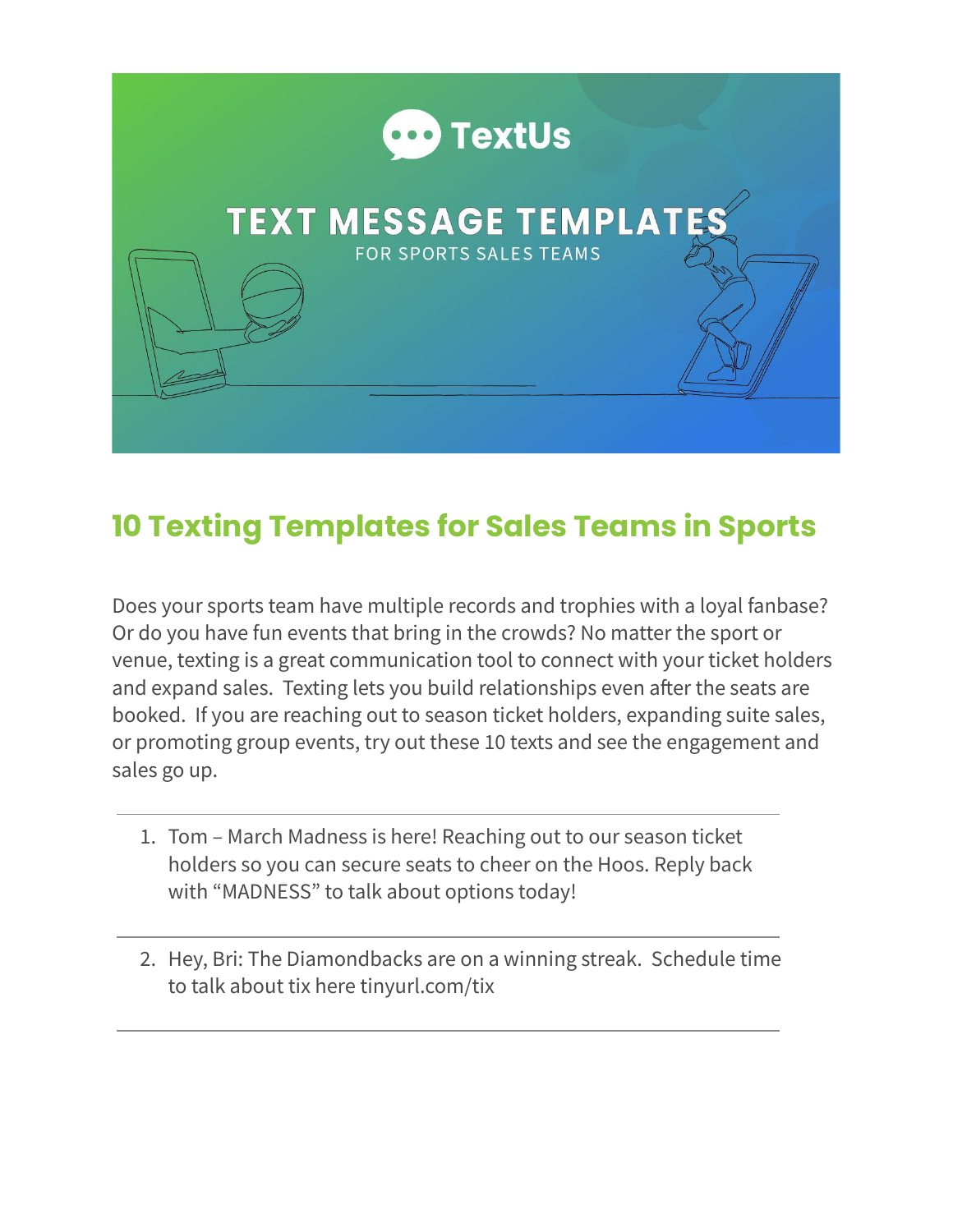TextUs

# TEXT MESSAGE TEMPLATES

FOR SPORTS SALES TEAMS

## 10 Texting Templates for Sales Teams in Sports

Does your sports team have multiple records and trophies with a loyal fanbase? Or do you have fun events that bring in the crowds? No matter the sport or venue, texting is a great communication tool to connect with your ticket holders and expand sales. Texting lets you build relationships even after the seats are booked. If you are reaching out to season ticket holders, expanding suite sales, or promoting group events, try out these 10 texts and see the engagement and sales go up.

---

1. Tom – March Madness is here! Reaching out to our season ticket holders so you can secure seats to cheer on the Hoos. Reply back with "MADNESS" to talk about options today!

---

2. Hey, Bri: The Diamondbacks are on a winning streak. Schedule time to talk about tix here tinyurl.com/tix

---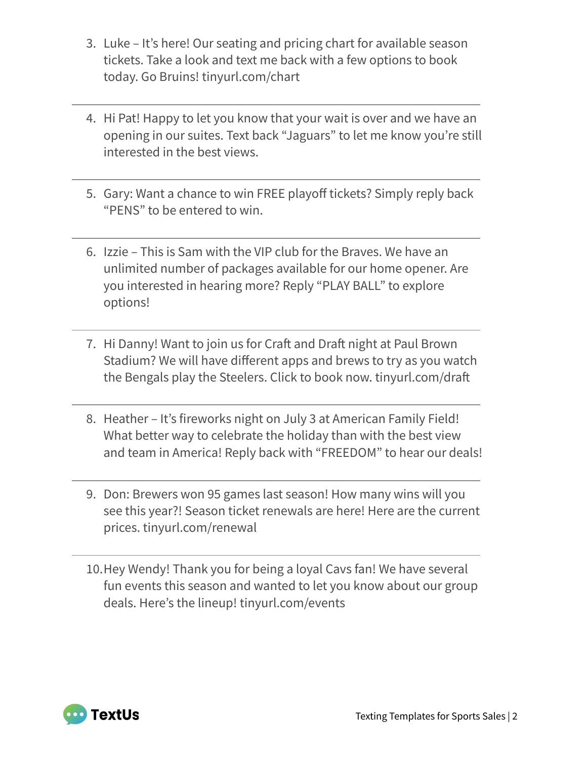3. Luke – It's here! Our seating and pricing chart for available season tickets. Take a look and text me back with a few options to book today. Go Bruins! tinyurl.com/chart

---

4. Hi Pat! Happy to let you know that your wait is over and we have an opening in our suites. Text back "Jaguars" to let me know you're still interested in the best views.

---

5. Gary: Want a chance to win FREE playoff tickets? Simply reply back "PENS" to be entered to win.

---

6. Izzie – This is Sam with the VIP club for the Braves. We have an unlimited number of packages available for our home opener. Are you interested in hearing more? Reply "PLAY BALL" to explore options!

---

7. Hi Danny! Want to join us for Craft and Draft night at Paul Brown Stadium? We will have different apps and brews to try as you watch the Bengals play the Steelers. Click to book now. tinyurl.com/draft

---

8. Heather – It's fireworks night on July 3 at American Family Field! What better way to celebrate the holiday than with the best view and team in America! Reply back with "FREEDOM" to hear our deals!

---

9. Don: Brewers won 95 games last season! How many wins will you see this year?! Season ticket renewals are here! Here are the current prices. tinyurl.com/renewal

---

10. Hey Wendy! Thank you for being a loyal Cavs fan! We have several fun events this season and wanted to let you know about our group deals. Here's the lineup! tinyurl.com/events